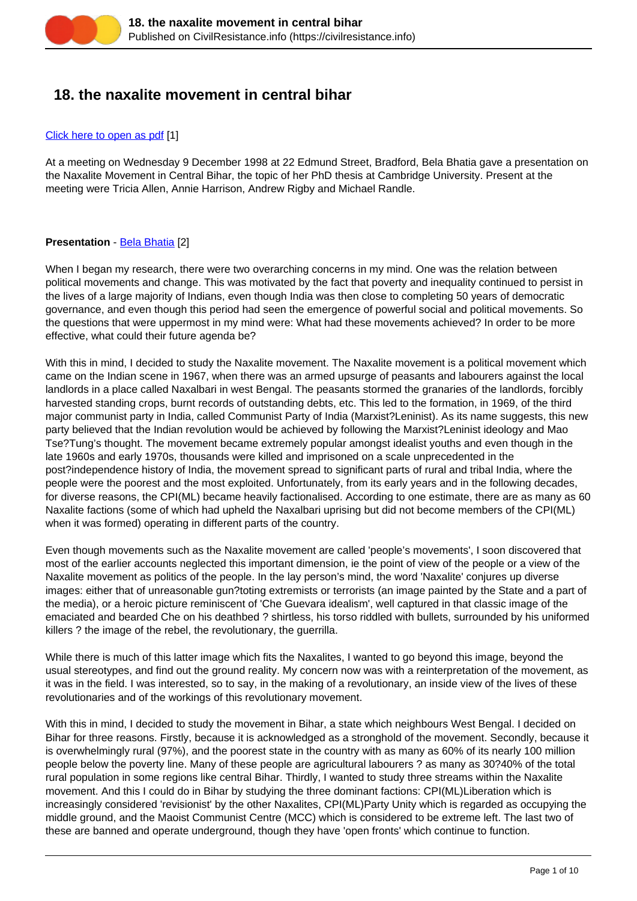# 18. the naxalite movement in central bihar

[Click here to open as pdf](#) [1]

At a meeting on Wednesday 9 December 1998 at 22 Edmund Street, Bradford, Bela Bhatia gave a presentation on the Naxalite Movement in Central Bihar, the topic of her PhD thesis at Cambridge University. Present at the meeting were Tricia Allen, Annie Harrison, Andrew Rigby and Michael Randle.

**Presentation** - [Bela Bhatia](#) [2]

When I began my research, there were two overarching concerns in my mind. One was the relation between political movements and change. This was motivated by the fact that poverty and inequality continued to persist in the lives of a large majority of Indians, even though India was then close to completing 50 years of democratic governance, and even though this period had seen the emergence of powerful social and political movements. So the questions that were uppermost in my mind were: What had these movements achieved? In order to be more effective, what could their future agenda be?

With this in mind, I decided to study the Naxalite movement. The Naxalite movement is a political movement which came on the Indian scene in 1967, when there was an armed upsurge of peasants and labourers against the local landlords in a place called Naxalbari in west Bengal. The peasants stormed the granaries of the landlords, forcibly harvested standing crops, burnt records of outstanding debts, etc. This led to the formation, in 1969, of the third major communist party in India, called Communist Party of India (Marxist?Leninist). As its name suggests, this new party believed that the Indian revolution would be achieved by following the Marxist?Leninist ideology and Mao Tse?Tung's thought. The movement became extremely popular amongst idealist youths and even though in the late 1960s and early 1970s, thousands were killed and imprisoned on a scale unprecedented in the post?independence history of India, the movement spread to significant parts of rural and tribal India, where the people were the poorest and the most exploited. Unfortunately, from its early years and in the following decades, for diverse reasons, the CPI(ML) became heavily factionalised. According to one estimate, there are as many as 60 Naxalite factions (some of which had upheld the Naxalbari uprising but did not become members of the CPI(ML) when it was formed) operating in different parts of the country.

Even though movements such as the Naxalite movement are called 'people's movements', I soon discovered that most of the earlier accounts neglected this important dimension, ie the point of view of the people or a view of the Naxalite movement as politics of the people. In the lay person's mind, the word 'Naxalite' conjures up diverse images: either that of unreasonable gun?toting extremists or terrorists (an image painted by the State and a part of the media), or a heroic picture reminiscent of 'Che Guevara idealism', well captured in that classic image of the emaciated and bearded Che on his deathbed ? shirtless, his torso riddled with bullets, surrounded by his uniformed killers ? the image of the rebel, the revolutionary, the guerrilla.

While there is much of this latter image which fits the Naxalites, I wanted to go beyond this image, beyond the usual stereotypes, and find out the ground reality. My concern now was with a reinterpretation of the movement, as it was in the field. I was interested, so to say, in the making of a revolutionary, an inside view of the lives of these revolutionaries and of the workings of this revolutionary movement.

With this in mind, I decided to study the movement in Bihar, a state which neighbours West Bengal. I decided on Bihar for three reasons. Firstly, because it is acknowledged as a stronghold of the movement. Secondly, because it is overwhelmingly rural (97%), and the poorest state in the country with as many as 60% of its nearly 100 million people below the poverty line. Many of these people are agricultural labourers ? as many as 30?40% of the total rural population in some regions like central Bihar. Thirdly, I wanted to study three streams within the Naxalite movement. And this I could do in Bihar by studying the three dominant factions: CPI(ML)Liberation which is increasingly considered 'revisionist' by the other Naxalites, CPI(ML)Party Unity which is regarded as occupying the middle ground, and the Maoist Communist Centre (MCC) which is considered to be extreme left. The last two of these are banned and operate underground, though they have 'open fronts' which continue to function.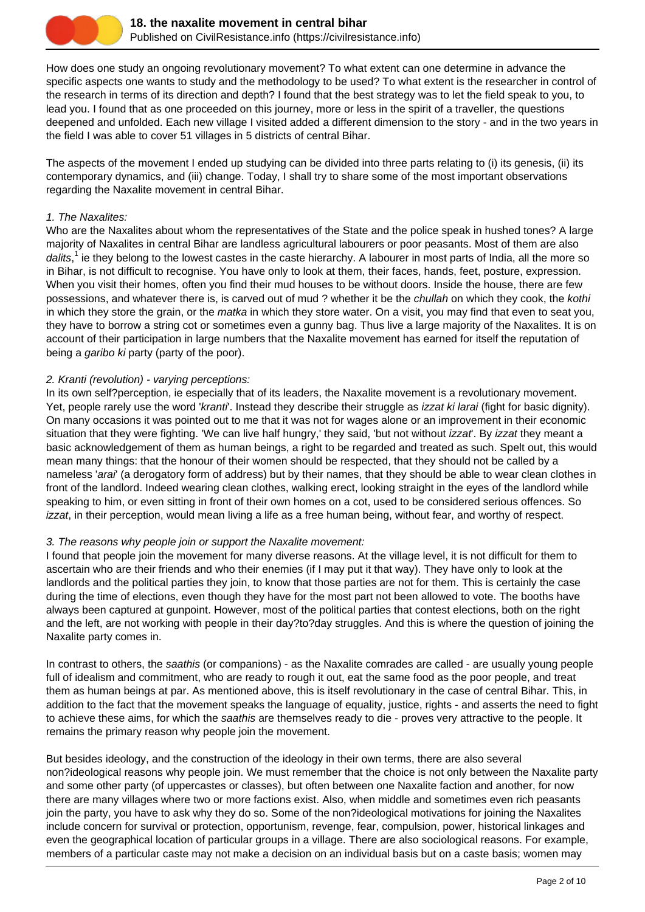How does one study an ongoing revolutionary movement? To what extent can one determine in advance the specific aspects one wants to study and the methodology to be used? To what extent is the researcher in control of the research in terms of its direction and depth? I found that the best strategy was to let the field speak to you, to lead you. I found that as one proceeded on this journey, more or less in the spirit of a traveller, the questions deepened and unfolded. Each new village I visited added a different dimension to the story - and in the two years in the field I was able to cover 51 villages in 5 districts of central Bihar.

The aspects of the movement I ended up studying can be divided into three parts relating to (i) its genesis, (ii) its contemporary dynamics, and (iii) change. Today, I shall try to share some of the most important observations regarding the Naxalite movement in central Bihar.

*1. The Naxalites:*

Who are the Naxalites about whom the representatives of the State and the police speak in hushed tones? A large majority of Naxalites in central Bihar are landless agricultural labourers or poor peasants. Most of them are also *dalits*,[1] ie they belong to the lowest castes in the caste hierarchy. A labourer in most parts of India, all the more so in Bihar, is not difficult to recognise. You have only to look at them, their faces, hands, feet, posture, expression. When you visit their homes, often you find their mud houses to be without doors. Inside the house, there are few possessions, and whatever there is, is carved out of mud ? whether it be the *chullah* on which they cook, the *kothi* in which they store the grain, or the *matka* in which they store water. On a visit, you may find that even to seat you, they have to borrow a string cot or sometimes even a gunny bag. Thus live a large majority of the Naxalites. It is on account of their participation in large numbers that the Naxalite movement has earned for itself the reputation of being a *garibo ki* party (party of the poor).

*2. Kranti (revolution) - varying perceptions:*

In its own self?perception, ie especially that of its leaders, the Naxalite movement is a revolutionary movement. Yet, people rarely use the word '*kranti*'. Instead they describe their struggle as *izzat ki larai* (fight for basic dignity). On many occasions it was pointed out to me that it was not for wages alone or an improvement in their economic situation that they were fighting. 'We can live half hungry,' they said, 'but not without *izzat*'. By *izzat* they meant a basic acknowledgement of them as human beings, a right to be regarded and treated as such. Spelt out, this would mean many things: that the honour of their women should be respected, that they should not be called by a nameless '*arai*' (a derogatory form of address) but by their names, that they should be able to wear clean clothes in front of the landlord. Indeed wearing clean clothes, walking erect, looking straight in the eyes of the landlord while speaking to him, or even sitting in front of their own homes on a cot, used to be considered serious offences. So *izzat*, in their perception, would mean living a life as a free human being, without fear, and worthy of respect.

*3. The reasons why people join or support the Naxalite movement:*

I found that people join the movement for many diverse reasons. At the village level, it is not difficult for them to ascertain who are their friends and who their enemies (if I may put it that way). They have only to look at the landlords and the political parties they join, to know that those parties are not for them. This is certainly the case during the time of elections, even though they have for the most part not been allowed to vote. The booths have always been captured at gunpoint. However, most of the political parties that contest elections, both on the right and the left, are not working with people in their day?to?day struggles. And this is where the question of joining the Naxalite party comes in.

In contrast to others, the *saathis* (or companions) - as the Naxalite comrades are called - are usually young people full of idealism and commitment, who are ready to rough it out, eat the same food as the poor people, and treat them as human beings at par. As mentioned above, this is itself revolutionary in the case of central Bihar. This, in addition to the fact that the movement speaks the language of equality, justice, rights - and asserts the need to fight to achieve these aims, for which the *saathis* are themselves ready to die - proves very attractive to the people. It remains the primary reason why people join the movement.

But besides ideology, and the construction of the ideology in their own terms, there are also several non?ideological reasons why people join. We must remember that the choice is not only between the Naxalite party and some other party (of uppercastes or classes), but often between one Naxalite faction and another, for now there are many villages where two or more factions exist. Also, when middle and sometimes even rich peasants join the party, you have to ask why they do so. Some of the non?ideological motivations for joining the Naxalites include concern for survival or protection, opportunism, revenge, fear, compulsion, power, historical linkages and even the geographical location of particular groups in a village. There are also sociological reasons. For example, members of a particular caste may not make a decision on an individual basis but on a caste basis; women may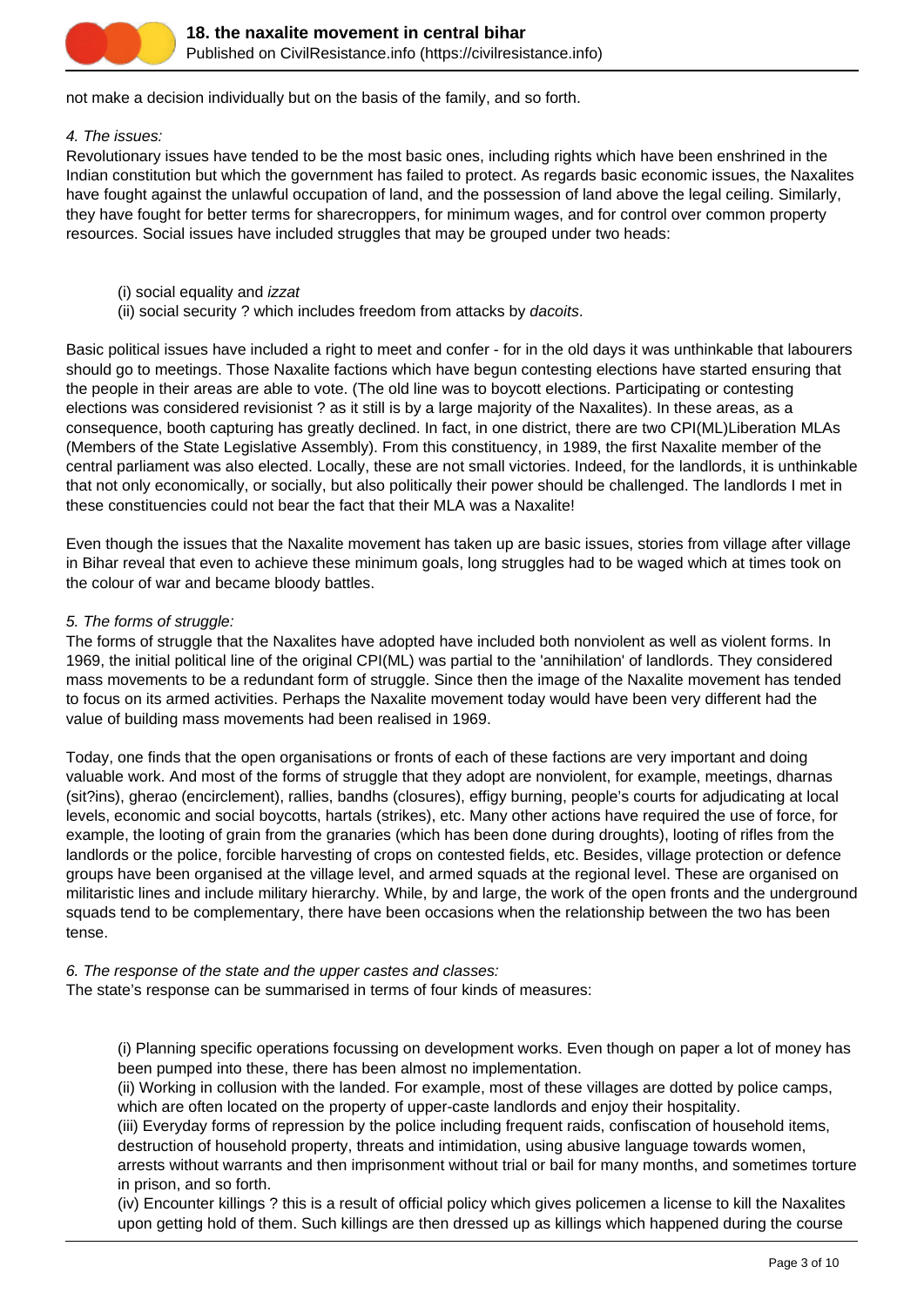not make a decision individually but on the basis of the family, and so forth.

*4. The issues:*

Revolutionary issues have tended to be the most basic ones, including rights which have been enshrined in the Indian constitution but which the government has failed to protect. As regards basic economic issues, the Naxalites have fought against the unlawful occupation of land, and the possession of land above the legal ceiling. Similarly, they have fought for better terms for sharecroppers, for minimum wages, and for control over common property resources. Social issues have included struggles that may be grouped under two heads:

(i) social equality and *izzat*
(ii) social security ? which includes freedom from attacks by *dacoits*.

Basic political issues have included a right to meet and confer - for in the old days it was unthinkable that labourers should go to meetings. Those Naxalite factions which have begun contesting elections have started ensuring that the people in their areas are able to vote. (The old line was to boycott elections. Participating or contesting elections was considered revisionist ? as it still is by a large majority of the Naxalites). In these areas, as a consequence, booth capturing has greatly declined. In fact, in one district, there are two CPI(ML)Liberation MLAs (Members of the State Legislative Assembly). From this constituency, in 1989, the first Naxalite member of the central parliament was also elected. Locally, these are not small victories. Indeed, for the landlords, it is unthinkable that not only economically, or socially, but also politically their power should be challenged. The landlords I met in these constituencies could not bear the fact that their MLA was a Naxalite!

Even though the issues that the Naxalite movement has taken up are basic issues, stories from village after village in Bihar reveal that even to achieve these minimum goals, long struggles had to be waged which at times took on the colour of war and became bloody battles.

*5. The forms of struggle:*

The forms of struggle that the Naxalites have adopted have included both nonviolent as well as violent forms. In 1969, the initial political line of the original CPI(ML) was partial to the 'annihilation' of landlords. They considered mass movements to be a redundant form of struggle. Since then the image of the Naxalite movement has tended to focus on its armed activities. Perhaps the Naxalite movement today would have been very different had the value of building mass movements had been realised in 1969.

Today, one finds that the open organisations or fronts of each of these factions are very important and doing valuable work. And most of the forms of struggle that they adopt are nonviolent, for example, meetings, dharnas (sit?ins), gherao (encirclement), rallies, bandhs (closures), effigy burning, people's courts for adjudicating at local levels, economic and social boycotts, hartals (strikes), etc. Many other actions have required the use of force, for example, the looting of grain from the granaries (which has been done during droughts), looting of rifles from the landlords or the police, forcible harvesting of crops on contested fields, etc. Besides, village protection or defence groups have been organised at the village level, and armed squads at the regional level. These are organised on militaristic lines and include military hierarchy. While, by and large, the work of the open fronts and the underground squads tend to be complementary, there have been occasions when the relationship between the two has been tense.

*6. The response of the state and the upper castes and classes:*

The state's response can be summarised in terms of four kinds of measures:

(i) Planning specific operations focussing on development works. Even though on paper a lot of money has been pumped into these, there has been almost no implementation.
(ii) Working in collusion with the landed. For example, most of these villages are dotted by police camps, which are often located on the property of upper-caste landlords and enjoy their hospitality.
(iii) Everyday forms of repression by the police including frequent raids, confiscation of household items, destruction of household property, threats and intimidation, using abusive language towards women, arrests without warrants and then imprisonment without trial or bail for many months, and sometimes torture in prison, and so forth.
(iv) Encounter killings ? this is a result of official policy which gives policemen a license to kill the Naxalites upon getting hold of them. Such killings are then dressed up as killings which happened during the course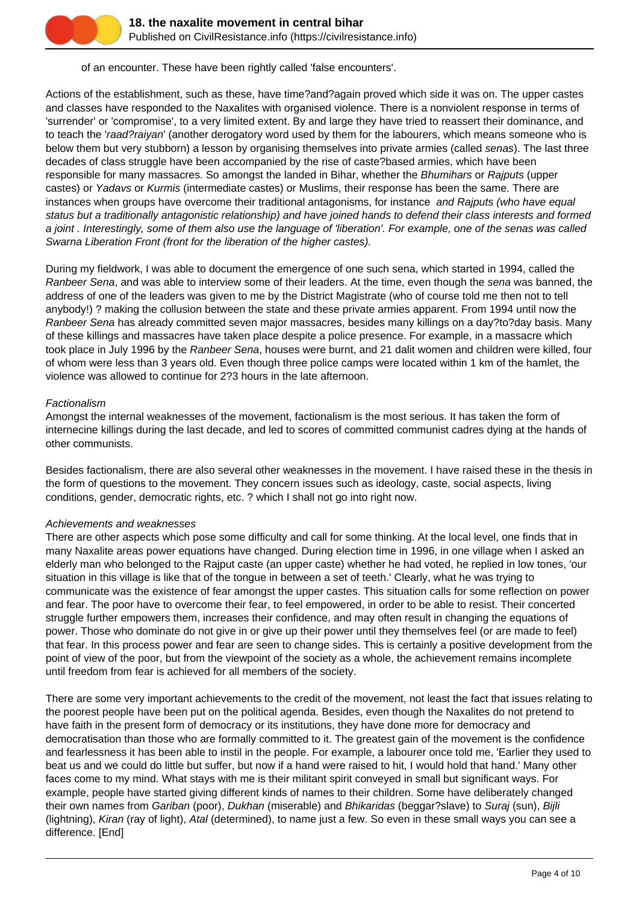of an encounter. These have been rightly called 'false encounters'.

Actions of the establishment, such as these, have time?and?again proved which side it was on. The upper castes and classes have responded to the Naxalites with organised violence. There is a nonviolent response in terms of 'surrender' or 'compromise', to a very limited extent. By and large they have tried to reassert their dominance, and to teach the '*raad?raiyan*' (another derogatory word used by them for the labourers, which means someone who is below them but very stubborn) a lesson by organising themselves into private armies (called *senas*). The last three decades of class struggle have been accompanied by the rise of caste?based armies, which have been responsible for many massacres. So amongst the landed in Bihar, whether the *Bhumihars* or *Rajputs* (upper castes) or *Yadavs* or *Kurmis* (intermediate castes) or Muslims, their response has been the same. There are instances when groups have overcome their traditional antagonisms, for instance *and Rajputs (who have equal status but a traditionally antagonistic relationship) and have joined hands to defend their class interests and formed a joint . Interestingly, some of them also use the language of 'liberation'. For example, one of the senas was called Swarna Liberation Front (front for the liberation of the higher castes).*

During my fieldwork, I was able to document the emergence of one such sena, which started in 1994, called the *Ranbeer Sena*, and was able to interview some of their leaders. At the time, even though the *sena* was banned, the address of one of the leaders was given to me by the District Magistrate (who of course told me then not to tell anybody!) ? making the collusion between the state and these private armies apparent. From 1994 until now the *Ranbeer Sena* has already committed seven major massacres, besides many killings on a day?to?day basis. Many of these killings and massacres have taken place despite a police presence. For example, in a massacre which took place in July 1996 by the *Ranbeer Sena*, houses were burnt, and 21 dalit women and children were killed, four of whom were less than 3 years old. Even though three police camps were located within 1 km of the hamlet, the violence was allowed to continue for 2?3 hours in the late afternoon.

*Factionalism*

Amongst the internal weaknesses of the movement, factionalism is the most serious. It has taken the form of internecine killings during the last decade, and led to scores of committed communist cadres dying at the hands of other communists.

Besides factionalism, there are also several other weaknesses in the movement. I have raised these in the thesis in the form of questions to the movement. They concern issues such as ideology, caste, social aspects, living conditions, gender, democratic rights, etc. ? which I shall not go into right now.

*Achievements and weaknesses*

There are other aspects which pose some difficulty and call for some thinking. At the local level, one finds that in many Naxalite areas power equations have changed. During election time in 1996, in one village when I asked an elderly man who belonged to the Rajput caste (an upper caste) whether he had voted, he replied in low tones, 'our situation in this village is like that of the tongue in between a set of teeth.' Clearly, what he was trying to communicate was the existence of fear amongst the upper castes. This situation calls for some reflection on power and fear. The poor have to overcome their fear, to feel empowered, in order to be able to resist. Their concerted struggle further empowers them, increases their confidence, and may often result in changing the equations of power. Those who dominate do not give in or give up their power until they themselves feel (or are made to feel) that fear. In this process power and fear are seen to change sides. This is certainly a positive development from the point of view of the poor, but from the viewpoint of the society as a whole, the achievement remains incomplete until freedom from fear is achieved for all members of the society.

There are some very important achievements to the credit of the movement, not least the fact that issues relating to the poorest people have been put on the political agenda. Besides, even though the Naxalites do not pretend to have faith in the present form of democracy or its institutions, they have done more for democracy and democratisation than those who are formally committed to it. The greatest gain of the movement is the confidence and fearlessness it has been able to instil in the people. For example, a labourer once told me, 'Earlier they used to beat us and we could do little but suffer, but now if a hand were raised to hit, I would hold that hand.' Many other faces come to my mind. What stays with me is their militant spirit conveyed in small but significant ways. For example, people have started giving different kinds of names to their children. Some have deliberately changed their own names from *Gariban* (poor), *Dukhan* (miserable) and *Bhikaridas* (beggar?slave) to *Suraj* (sun), *Bijli* (lightning), *Kiran* (ray of light), *Atal* (determined), to name just a few. So even in these small ways you can see a difference. [End]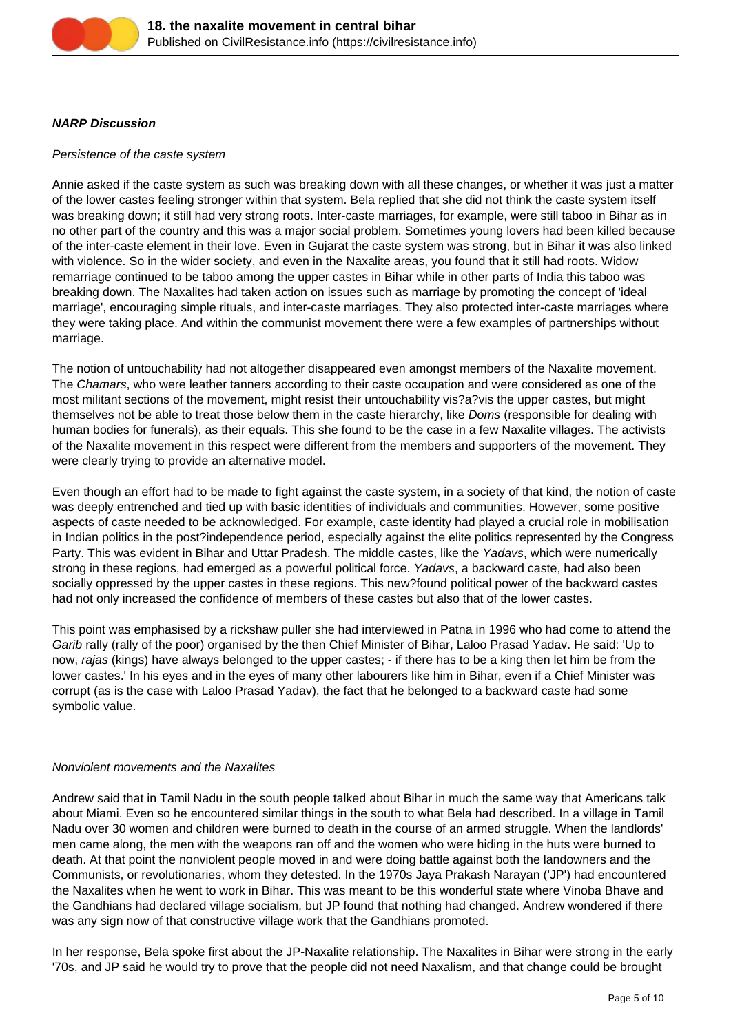***NARP Discussion***

*Persistence of the caste system*

Annie asked if the caste system as such was breaking down with all these changes, or whether it was just a matter of the lower castes feeling stronger within that system. Bela replied that she did not think the caste system itself was breaking down; it still had very strong roots. Inter-caste marriages, for example, were still taboo in Bihar as in no other part of the country and this was a major social problem. Sometimes young lovers had been killed because of the inter-caste element in their love. Even in Gujarat the caste system was strong, but in Bihar it was also linked with violence. So in the wider society, and even in the Naxalite areas, you found that it still had roots. Widow remarriage continued to be taboo among the upper castes in Bihar while in other parts of India this taboo was breaking down. The Naxalites had taken action on issues such as marriage by promoting the concept of 'ideal marriage', encouraging simple rituals, and inter-caste marriages. They also protected inter-caste marriages where they were taking place. And within the communist movement there were a few examples of partnerships without marriage.

The notion of untouchability had not altogether disappeared even amongst members of the Naxalite movement. The *Chamars*, who were leather tanners according to their caste occupation and were considered as one of the most militant sections of the movement, might resist their untouchability vis?a?vis the upper castes, but might themselves not be able to treat those below them in the caste hierarchy, like *Doms* (responsible for dealing with human bodies for funerals), as their equals. This she found to be the case in a few Naxalite villages. The activists of the Naxalite movement in this respect were different from the members and supporters of the movement. They were clearly trying to provide an alternative model.

Even though an effort had to be made to fight against the caste system, in a society of that kind, the notion of caste was deeply entrenched and tied up with basic identities of individuals and communities. However, some positive aspects of caste needed to be acknowledged. For example, caste identity had played a crucial role in mobilisation in Indian politics in the post?independence period, especially against the elite politics represented by the Congress Party. This was evident in Bihar and Uttar Pradesh. The middle castes, like the *Yadavs*, which were numerically strong in these regions, had emerged as a powerful political force. *Yadavs*, a backward caste, had also been socially oppressed by the upper castes in these regions. This new?found political power of the backward castes had not only increased the confidence of members of these castes but also that of the lower castes.

This point was emphasised by a rickshaw puller she had interviewed in Patna in 1996 who had come to attend the *Garib* rally (rally of the poor) organised by the then Chief Minister of Bihar, Laloo Prasad Yadav. He said: 'Up to now, *rajas* (kings) have always belonged to the upper castes; - if there has to be a king then let him be from the lower castes.' In his eyes and in the eyes of many other labourers like him in Bihar, even if a Chief Minister was corrupt (as is the case with Laloo Prasad Yadav), the fact that he belonged to a backward caste had some symbolic value.

*Nonviolent movements and the Naxalites*

Andrew said that in Tamil Nadu in the south people talked about Bihar in much the same way that Americans talk about Miami. Even so he encountered similar things in the south to what Bela had described. In a village in Tamil Nadu over 30 women and children were burned to death in the course of an armed struggle. When the landlords' men came along, the men with the weapons ran off and the women who were hiding in the huts were burned to death. At that point the nonviolent people moved in and were doing battle against both the landowners and the Communists, or revolutionaries, whom they detested. In the 1970s Jaya Prakash Narayan ('JP') had encountered the Naxalites when he went to work in Bihar. This was meant to be this wonderful state where Vinoba Bhave and the Gandhians had declared village socialism, but JP found that nothing had changed. Andrew wondered if there was any sign now of that constructive village work that the Gandhians promoted.

In her response, Bela spoke first about the JP-Naxalite relationship. The Naxalites in Bihar were strong in the early '70s, and JP said he would try to prove that the people did not need Naxalism, and that change could be brought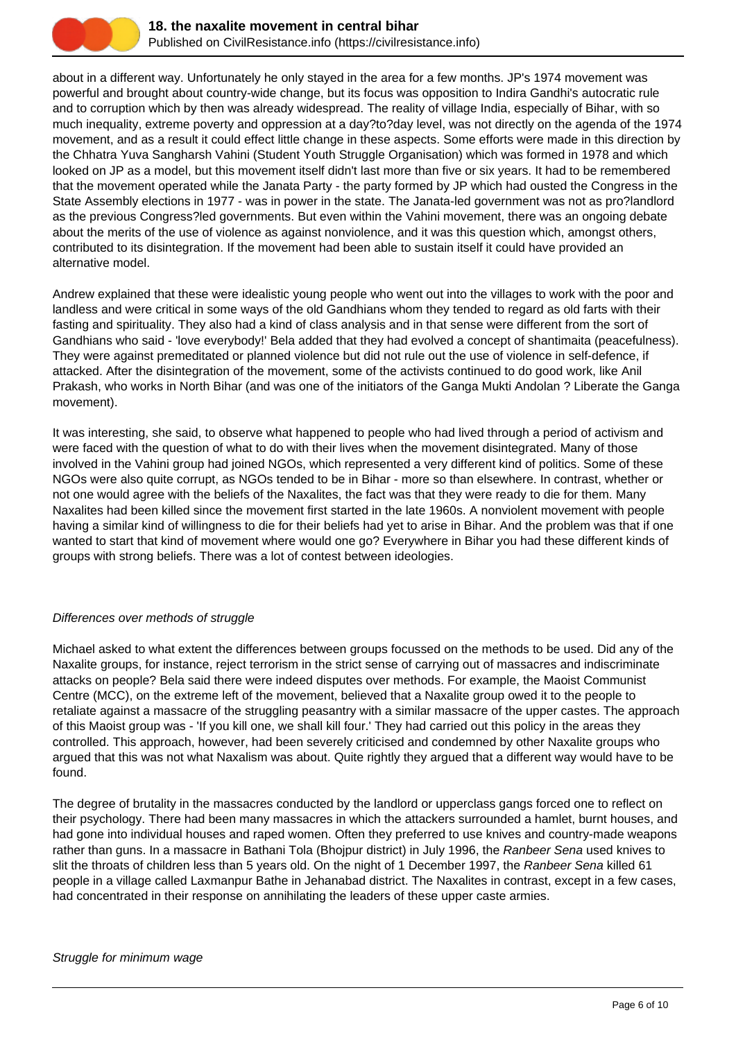about in a different way. Unfortunately he only stayed in the area for a few months. JP's 1974 movement was powerful and brought about country-wide change, but its focus was opposition to Indira Gandhi's autocratic rule and to corruption which by then was already widespread. The reality of village India, especially of Bihar, with so much inequality, extreme poverty and oppression at a day?to?day level, was not directly on the agenda of the 1974 movement, and as a result it could effect little change in these aspects. Some efforts were made in this direction by the Chhatra Yuva Sangharsh Vahini (Student Youth Struggle Organisation) which was formed in 1978 and which looked on JP as a model, but this movement itself didn't last more than five or six years. It had to be remembered that the movement operated while the Janata Party - the party formed by JP which had ousted the Congress in the State Assembly elections in 1977 - was in power in the state. The Janata-led government was not as pro?landlord as the previous Congress?led governments. But even within the Vahini movement, there was an ongoing debate about the merits of the use of violence as against nonviolence, and it was this question which, amongst others, contributed to its disintegration. If the movement had been able to sustain itself it could have provided an alternative model.

Andrew explained that these were idealistic young people who went out into the villages to work with the poor and landless and were critical in some ways of the old Gandhians whom they tended to regard as old farts with their fasting and spirituality. They also had a kind of class analysis and in that sense were different from the sort of Gandhians who said - 'love everybody!' Bela added that they had evolved a concept of shantimaita (peacefulness). They were against premeditated or planned violence but did not rule out the use of violence in self-defence, if attacked. After the disintegration of the movement, some of the activists continued to do good work, like Anil Prakash, who works in North Bihar (and was one of the initiators of the Ganga Mukti Andolan ? Liberate the Ganga movement).

It was interesting, she said, to observe what happened to people who had lived through a period of activism and were faced with the question of what to do with their lives when the movement disintegrated. Many of those involved in the Vahini group had joined NGOs, which represented a very different kind of politics. Some of these NGOs were also quite corrupt, as NGOs tended to be in Bihar - more so than elsewhere. In contrast, whether or not one would agree with the beliefs of the Naxalites, the fact was that they were ready to die for them. Many Naxalites had been killed since the movement first started in the late 1960s. A nonviolent movement with people having a similar kind of willingness to die for their beliefs had yet to arise in Bihar. And the problem was that if one wanted to start that kind of movement where would one go? Everywhere in Bihar you had these different kinds of groups with strong beliefs. There was a lot of contest between ideologies.

*Differences over methods of struggle*

Michael asked to what extent the differences between groups focussed on the methods to be used. Did any of the Naxalite groups, for instance, reject terrorism in the strict sense of carrying out of massacres and indiscriminate attacks on people? Bela said there were indeed disputes over methods. For example, the Maoist Communist Centre (MCC), on the extreme left of the movement, believed that a Naxalite group owed it to the people to retaliate against a massacre of the struggling peasantry with a similar massacre of the upper castes. The approach of this Maoist group was - 'If you kill one, we shall kill four.' They had carried out this policy in the areas they controlled. This approach, however, had been severely criticised and condemned by other Naxalite groups who argued that this was not what Naxalism was about. Quite rightly they argued that a different way would have to be found.

The degree of brutality in the massacres conducted by the landlord or upperclass gangs forced one to reflect on their psychology. There had been many massacres in which the attackers surrounded a hamlet, burnt houses, and had gone into individual houses and raped women. Often they preferred to use knives and country-made weapons rather than guns. In a massacre in Bathani Tola (Bhojpur district) in July 1996, the *Ranbeer Sena* used knives to slit the throats of children less than 5 years old. On the night of 1 December 1997, the *Ranbeer Sena* killed 61 people in a village called Laxmanpur Bathe in Jehanabad district. The Naxalites in contrast, except in a few cases, had concentrated in their response on annihilating the leaders of these upper caste armies.

*Struggle for minimum wage*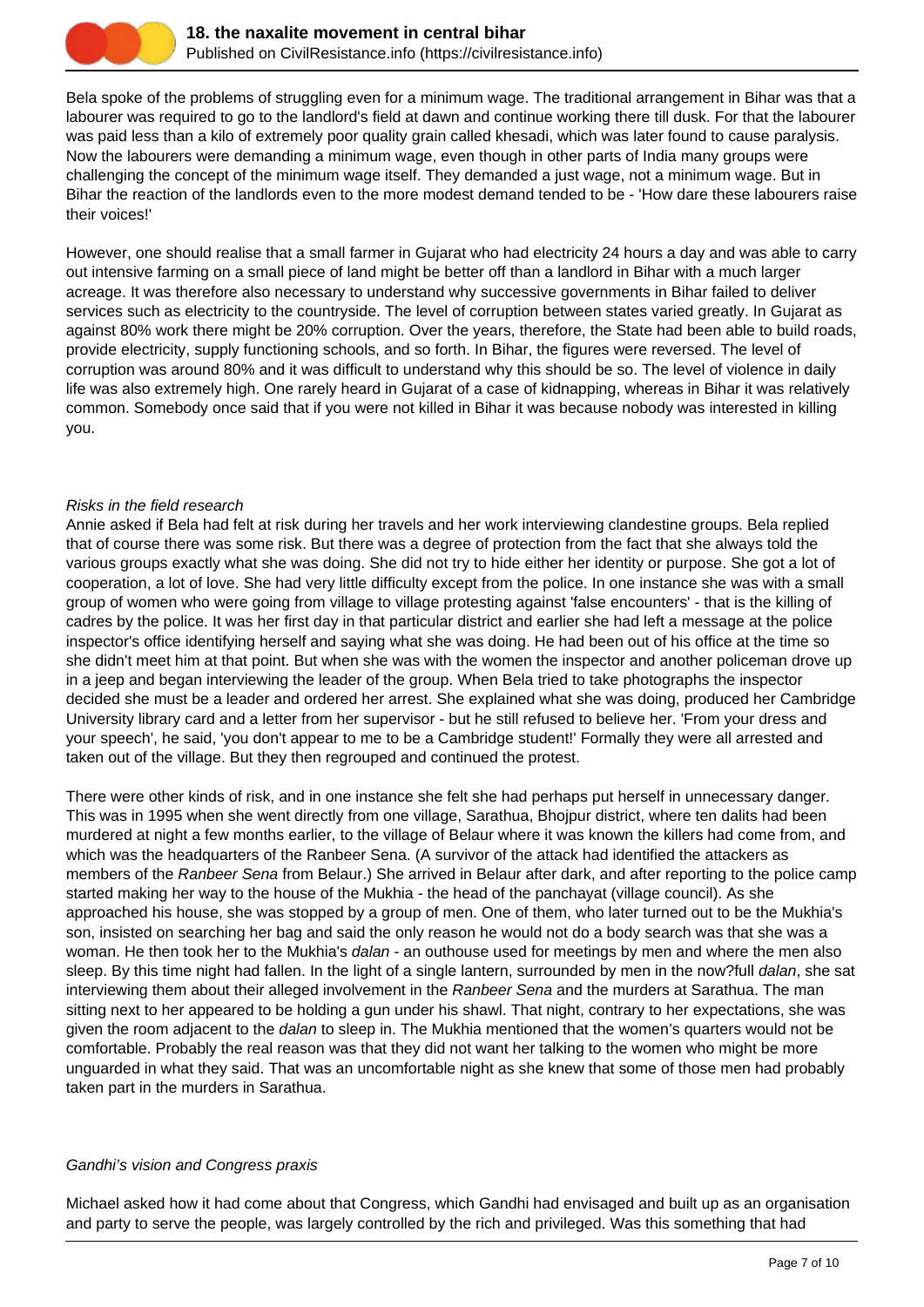Bela spoke of the problems of struggling even for a minimum wage. The traditional arrangement in Bihar was that a labourer was required to go to the landlord's field at dawn and continue working there till dusk. For that the labourer was paid less than a kilo of extremely poor quality grain called khesadi, which was later found to cause paralysis. Now the labourers were demanding a minimum wage, even though in other parts of India many groups were challenging the concept of the minimum wage itself. They demanded a just wage, not a minimum wage. But in Bihar the reaction of the landlords even to the more modest demand tended to be - 'How dare these labourers raise their voices!'

However, one should realise that a small farmer in Gujarat who had electricity 24 hours a day and was able to carry out intensive farming on a small piece of land might be better off than a landlord in Bihar with a much larger acreage. It was therefore also necessary to understand why successive governments in Bihar failed to deliver services such as electricity to the countryside. The level of corruption between states varied greatly. In Gujarat as against 80% work there might be 20% corruption. Over the years, therefore, the State had been able to build roads, provide electricity, supply functioning schools, and so forth. In Bihar, the figures were reversed. The level of corruption was around 80% and it was difficult to understand why this should be so. The level of violence in daily life was also extremely high. One rarely heard in Gujarat of a case of kidnapping, whereas in Bihar it was relatively common. Somebody once said that if you were not killed in Bihar it was because nobody was interested in killing you.

*Risks in the field research*

Annie asked if Bela had felt at risk during her travels and her work interviewing clandestine groups. Bela replied that of course there was some risk. But there was a degree of protection from the fact that she always told the various groups exactly what she was doing. She did not try to hide either her identity or purpose. She got a lot of cooperation, a lot of love. She had very little difficulty except from the police. In one instance she was with a small group of women who were going from village to village protesting against 'false encounters' - that is the killing of cadres by the police. It was her first day in that particular district and earlier she had left a message at the police inspector's office identifying herself and saying what she was doing. He had been out of his office at the time so she didn't meet him at that point. But when she was with the women the inspector and another policeman drove up in a jeep and began interviewing the leader of the group. When Bela tried to take photographs the inspector decided she must be a leader and ordered her arrest. She explained what she was doing, produced her Cambridge University library card and a letter from her supervisor - but he still refused to believe her. 'From your dress and your speech', he said, 'you don't appear to me to be a Cambridge student!' Formally they were all arrested and taken out of the village. But they then regrouped and continued the protest.

There were other kinds of risk, and in one instance she felt she had perhaps put herself in unnecessary danger. This was in 1995 when she went directly from one village, Sarathua, Bhojpur district, where ten dalits had been murdered at night a few months earlier, to the village of Belaur where it was known the killers had come from, and which was the headquarters of the Ranbeer Sena. (A survivor of the attack had identified the attackers as members of the *Ranbeer Sena* from Belaur.) She arrived in Belaur after dark, and after reporting to the police camp started making her way to the house of the Mukhia - the head of the panchayat (village council). As she approached his house, she was stopped by a group of men. One of them, who later turned out to be the Mukhia's son, insisted on searching her bag and said the only reason he would not do a body search was that she was a woman. He then took her to the Mukhia's *dalan* - an outhouse used for meetings by men and where the men also sleep. By this time night had fallen. In the light of a single lantern, surrounded by men in the now?full *dalan*, she sat interviewing them about their alleged involvement in the *Ranbeer Sena* and the murders at Sarathua. The man sitting next to her appeared to be holding a gun under his shawl. That night, contrary to her expectations, she was given the room adjacent to the *dalan* to sleep in. The Mukhia mentioned that the women's quarters would not be comfortable. Probably the real reason was that they did not want her talking to the women who might be more unguarded in what they said. That was an uncomfortable night as she knew that some of those men had probably taken part in the murders in Sarathua.

*Gandhi's vision and Congress praxis*

Michael asked how it had come about that Congress, which Gandhi had envisaged and built up as an organisation and party to serve the people, was largely controlled by the rich and privileged. Was this something that had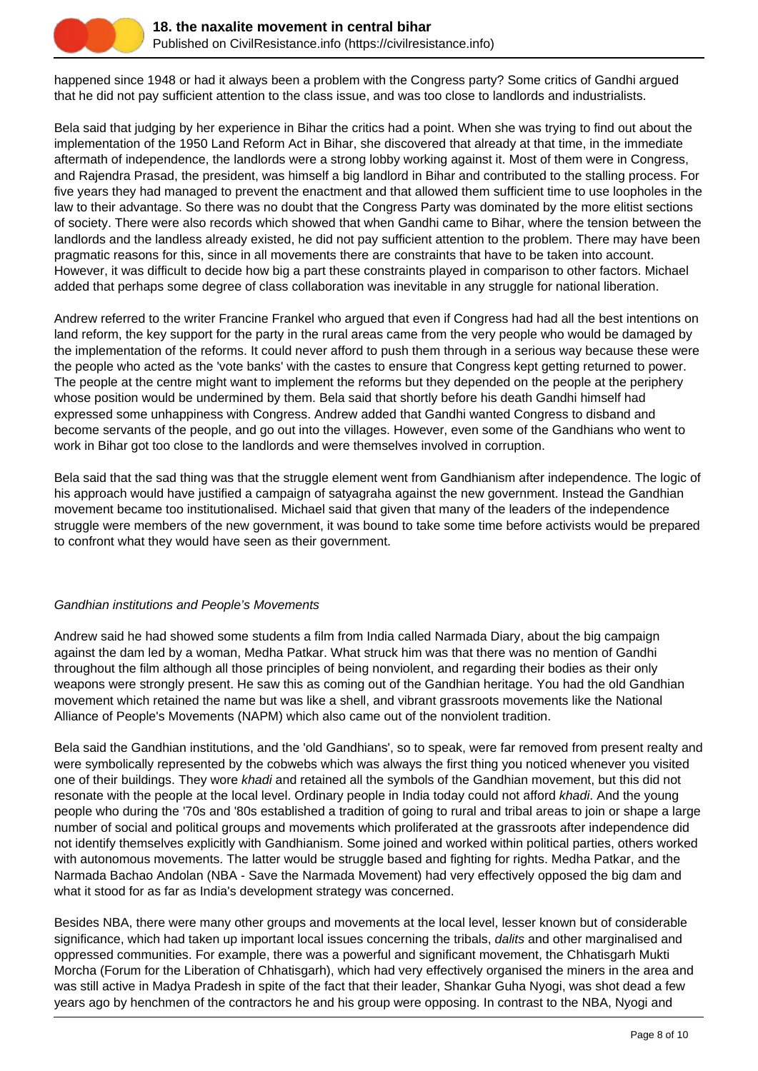happened since 1948 or had it always been a problem with the Congress party? Some critics of Gandhi argued that he did not pay sufficient attention to the class issue, and was too close to landlords and industrialists.

Bela said that judging by her experience in Bihar the critics had a point. When she was trying to find out about the implementation of the 1950 Land Reform Act in Bihar, she discovered that already at that time, in the immediate aftermath of independence, the landlords were a strong lobby working against it. Most of them were in Congress, and Rajendra Prasad, the president, was himself a big landlord in Bihar and contributed to the stalling process. For five years they had managed to prevent the enactment and that allowed them sufficient time to use loopholes in the law to their advantage. So there was no doubt that the Congress Party was dominated by the more elitist sections of society. There were also records which showed that when Gandhi came to Bihar, where the tension between the landlords and the landless already existed, he did not pay sufficient attention to the problem. There may have been pragmatic reasons for this, since in all movements there are constraints that have to be taken into account. However, it was difficult to decide how big a part these constraints played in comparison to other factors. Michael added that perhaps some degree of class collaboration was inevitable in any struggle for national liberation.

Andrew referred to the writer Francine Frankel who argued that even if Congress had had all the best intentions on land reform, the key support for the party in the rural areas came from the very people who would be damaged by the implementation of the reforms. It could never afford to push them through in a serious way because these were the people who acted as the 'vote banks' with the castes to ensure that Congress kept getting returned to power. The people at the centre might want to implement the reforms but they depended on the people at the periphery whose position would be undermined by them. Bela said that shortly before his death Gandhi himself had expressed some unhappiness with Congress. Andrew added that Gandhi wanted Congress to disband and become servants of the people, and go out into the villages. However, even some of the Gandhians who went to work in Bihar got too close to the landlords and were themselves involved in corruption.

Bela said that the sad thing was that the struggle element went from Gandhianism after independence. The logic of his approach would have justified a campaign of satyagraha against the new government. Instead the Gandhian movement became too institutionalised. Michael said that given that many of the leaders of the independence struggle were members of the new government, it was bound to take some time before activists would be prepared to confront what they would have seen as their government.

*Gandhian institutions and People's Movements*

Andrew said he had showed some students a film from India called Narmada Diary, about the big campaign against the dam led by a woman, Medha Patkar. What struck him was that there was no mention of Gandhi throughout the film although all those principles of being nonviolent, and regarding their bodies as their only weapons were strongly present. He saw this as coming out of the Gandhian heritage. You had the old Gandhian movement which retained the name but was like a shell, and vibrant grassroots movements like the National Alliance of People's Movements (NAPM) which also came out of the nonviolent tradition.

Bela said the Gandhian institutions, and the 'old Gandhians', so to speak, were far removed from present realty and were symbolically represented by the cobwebs which was always the first thing you noticed whenever you visited one of their buildings. They wore *khadi* and retained all the symbols of the Gandhian movement, but this did not resonate with the people at the local level. Ordinary people in India today could not afford *khadi*. And the young people who during the '70s and '80s established a tradition of going to rural and tribal areas to join or shape a large number of social and political groups and movements which proliferated at the grassroots after independence did not identify themselves explicitly with Gandhianism. Some joined and worked within political parties, others worked with autonomous movements. The latter would be struggle based and fighting for rights. Medha Patkar, and the Narmada Bachao Andolan (NBA - Save the Narmada Movement) had very effectively opposed the big dam and what it stood for as far as India's development strategy was concerned.

Besides NBA, there were many other groups and movements at the local level, lesser known but of considerable significance, which had taken up important local issues concerning the tribals, *dalits* and other marginalised and oppressed communities. For example, there was a powerful and significant movement, the Chhatisgarh Mukti Morcha (Forum for the Liberation of Chhatisgarh), which had very effectively organised the miners in the area and was still active in Madya Pradesh in spite of the fact that their leader, Shankar Guha Nyogi, was shot dead a few years ago by henchmen of the contractors he and his group were opposing. In contrast to the NBA, Nyogi and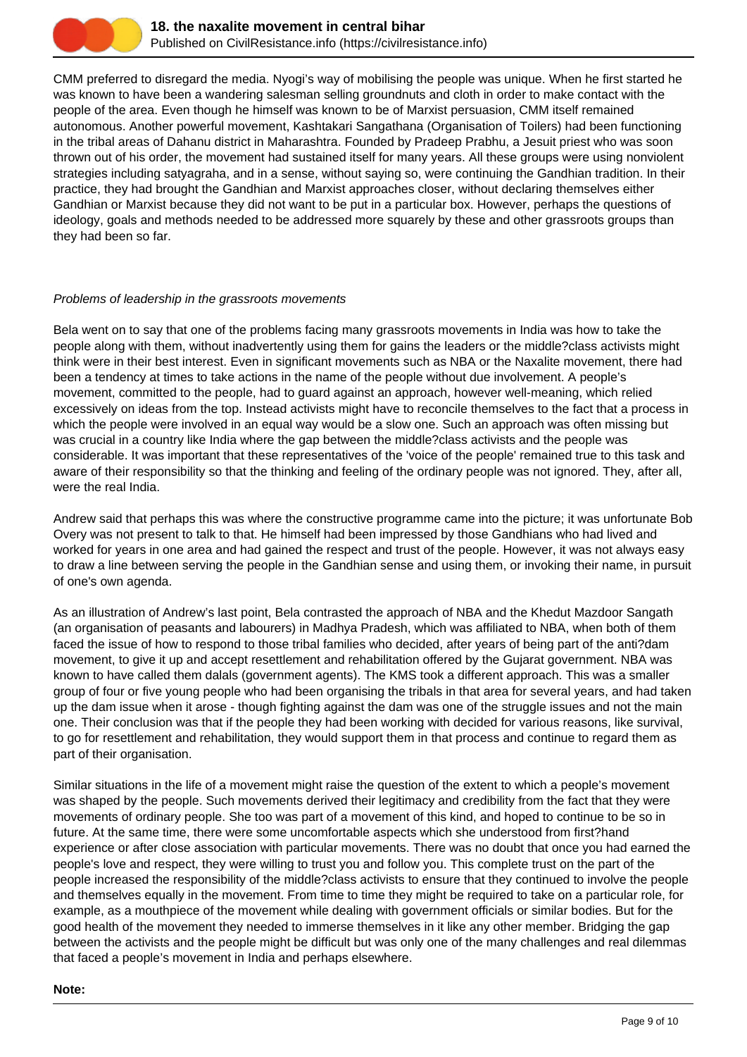CMM preferred to disregard the media. Nyogi's way of mobilising the people was unique. When he first started he was known to have been a wandering salesman selling groundnuts and cloth in order to make contact with the people of the area. Even though he himself was known to be of Marxist persuasion, CMM itself remained autonomous. Another powerful movement, Kashtakari Sangathana (Organisation of Toilers) had been functioning in the tribal areas of Dahanu district in Maharashtra. Founded by Pradeep Prabhu, a Jesuit priest who was soon thrown out of his order, the movement had sustained itself for many years. All these groups were using nonviolent strategies including satyagraha, and in a sense, without saying so, were continuing the Gandhian tradition. In their practice, they had brought the Gandhian and Marxist approaches closer, without declaring themselves either Gandhian or Marxist because they did not want to be put in a particular box. However, perhaps the questions of ideology, goals and methods needed to be addressed more squarely by these and other grassroots groups than they had been so far.

*Problems of leadership in the grassroots movements*

Bela went on to say that one of the problems facing many grassroots movements in India was how to take the people along with them, without inadvertently using them for gains the leaders or the middle?class activists might think were in their best interest. Even in significant movements such as NBA or the Naxalite movement, there had been a tendency at times to take actions in the name of the people without due involvement. A people's movement, committed to the people, had to guard against an approach, however well-meaning, which relied excessively on ideas from the top. Instead activists might have to reconcile themselves to the fact that a process in which the people were involved in an equal way would be a slow one. Such an approach was often missing but was crucial in a country like India where the gap between the middle?class activists and the people was considerable. It was important that these representatives of the 'voice of the people' remained true to this task and aware of their responsibility so that the thinking and feeling of the ordinary people was not ignored. They, after all, were the real India.

Andrew said that perhaps this was where the constructive programme came into the picture; it was unfortunate Bob Overy was not present to talk to that. He himself had been impressed by those Gandhians who had lived and worked for years in one area and had gained the respect and trust of the people. However, it was not always easy to draw a line between serving the people in the Gandhian sense and using them, or invoking their name, in pursuit of one's own agenda.

As an illustration of Andrew's last point, Bela contrasted the approach of NBA and the Khedut Mazdoor Sangath (an organisation of peasants and labourers) in Madhya Pradesh, which was affiliated to NBA, when both of them faced the issue of how to respond to those tribal families who decided, after years of being part of the anti?dam movement, to give it up and accept resettlement and rehabilitation offered by the Gujarat government. NBA was known to have called them dalals (government agents). The KMS took a different approach. This was a smaller group of four or five young people who had been organising the tribals in that area for several years, and had taken up the dam issue when it arose - though fighting against the dam was one of the struggle issues and not the main one. Their conclusion was that if the people they had been working with decided for various reasons, like survival, to go for resettlement and rehabilitation, they would support them in that process and continue to regard them as part of their organisation.

Similar situations in the life of a movement might raise the question of the extent to which a people's movement was shaped by the people. Such movements derived their legitimacy and credibility from the fact that they were movements of ordinary people. She too was part of a movement of this kind, and hoped to continue to be so in future. At the same time, there were some uncomfortable aspects which she understood from first?hand experience or after close association with particular movements. There was no doubt that once you had earned the people's love and respect, they were willing to trust you and follow you. This complete trust on the part of the people increased the responsibility of the middle?class activists to ensure that they continued to involve the people and themselves equally in the movement. From time to time they might be required to take on a particular role, for example, as a mouthpiece of the movement while dealing with government officials or similar bodies. But for the good health of the movement they needed to immerse themselves in it like any other member. Bridging the gap between the activists and the people might be difficult but was only one of the many challenges and real dilemmas that faced a people's movement in India and perhaps elsewhere.

**Note:**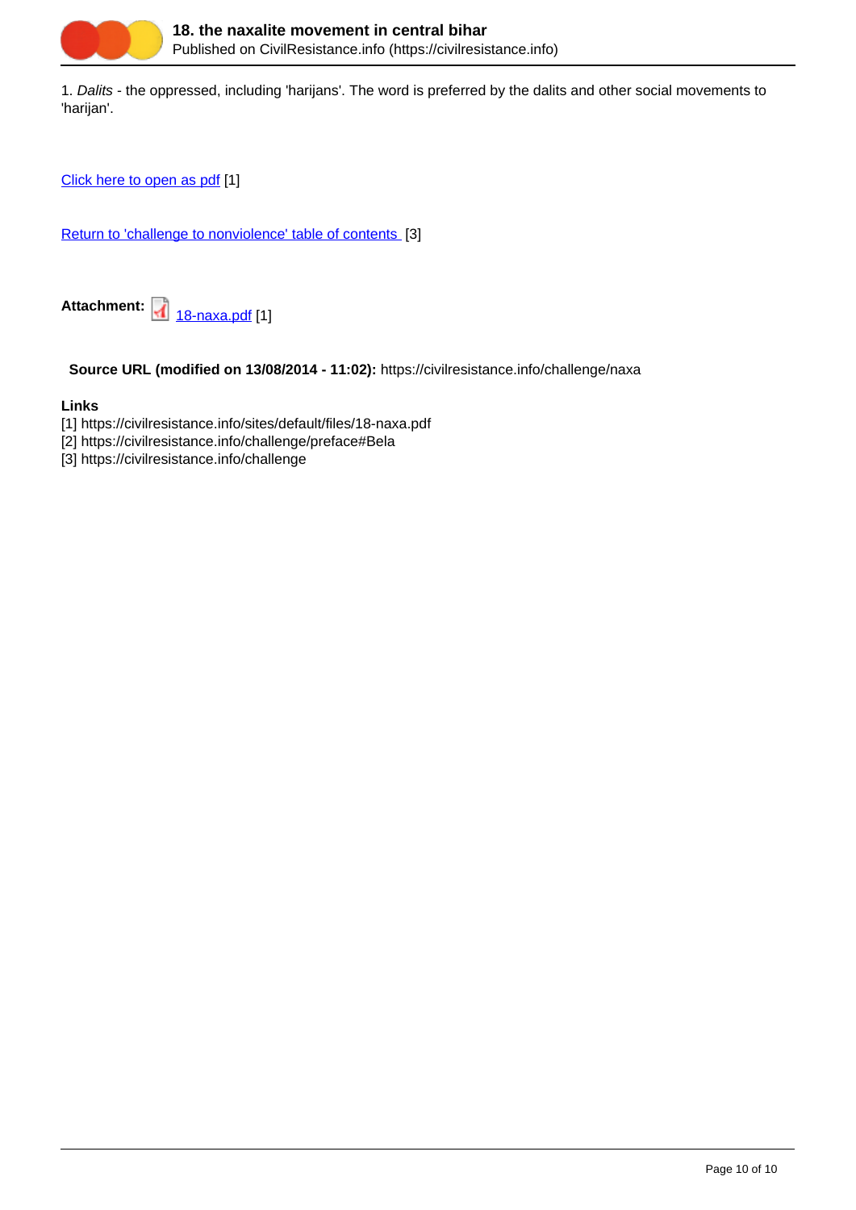1. *Dalits* - the oppressed, including 'harijans'. The word is preferred by the dalits and other social movements to 'harijan'.

Click here to open as pdf [1]

Return to 'challenge to nonviolence' table of contents [3]

**Attachment:** 18-naxa.pdf [1]

**Source URL (modified on 13/08/2014 - 11:02):** https://civilresistance.info/challenge/naxa

**Links**
[1] https://civilresistance.info/sites/default/files/18-naxa.pdf
[2] https://civilresistance.info/challenge/preface#Bela
[3] https://civilresistance.info/challenge